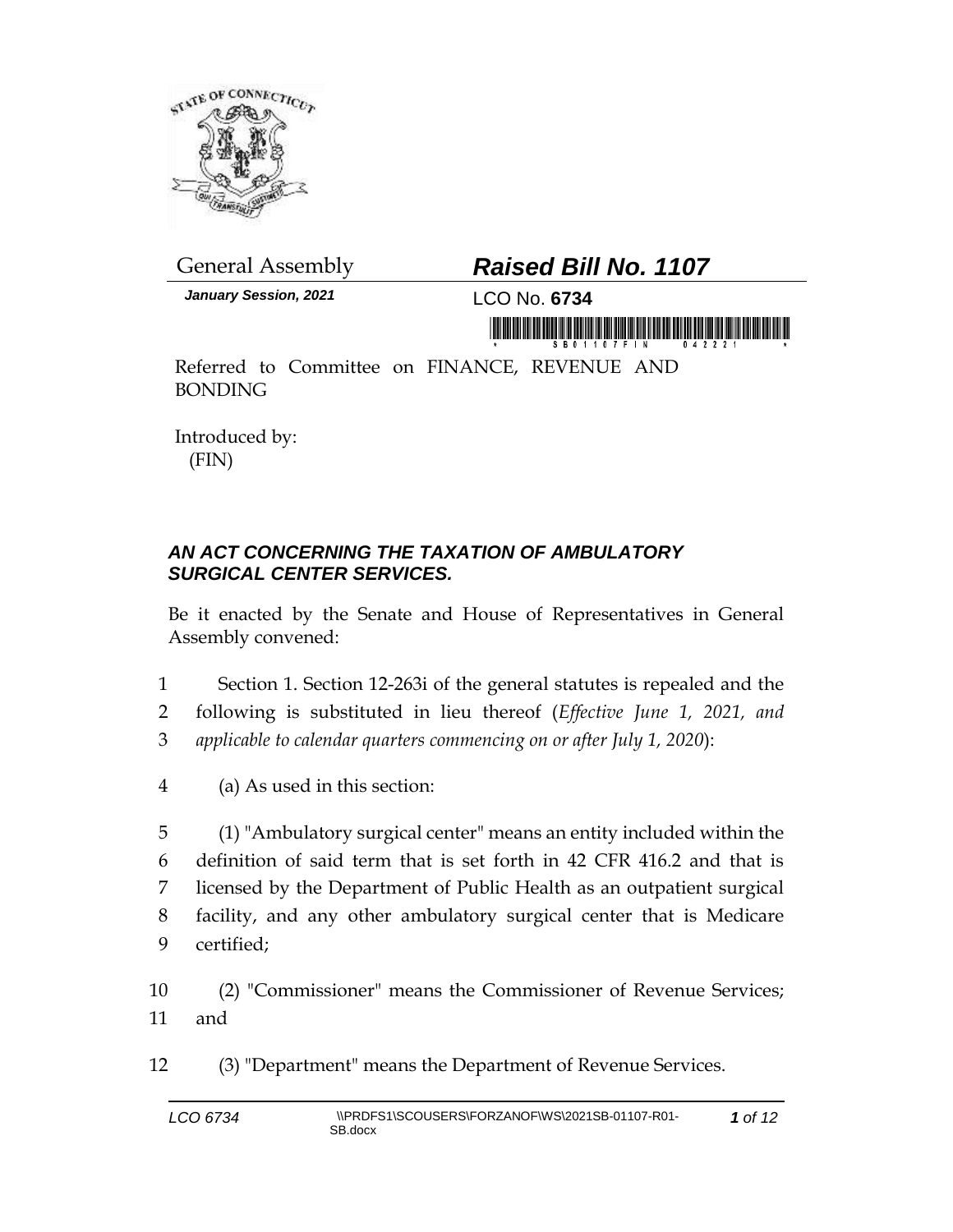General Assembly

# *Raised Bill No. 1107*

***January Session, 2021***

LCO No. **6734**

Referred to Committee on FINANCE, REVENUE AND BONDING

Introduced by:
(FIN)

## *AN ACT CONCERNING THE TAXATION OF AMBULATORY SURGICAL CENTER SERVICES.*

Be it enacted by the Senate and House of Representatives in General Assembly convened:

1 Section 1. Section 12-263i of the general statutes is repealed and the
2 following is substituted in lieu thereof (*Effective June 1, 2021, and*
3 *applicable to calendar quarters commencing on or after July 1, 2020*):

4 (a) As used in this section:

5 (1) "Ambulatory surgical center" means an entity included within the
6 definition of said term that is set forth in 42 CFR 416.2 and that is
7 licensed by the Department of Public Health as an outpatient surgical
8 facility, and any other ambulatory surgical center that is Medicare
9 certified;

10 (2) "Commissioner" means the Commissioner of Revenue Services;
11 and

12 (3) "Department" means the Department of Revenue Services.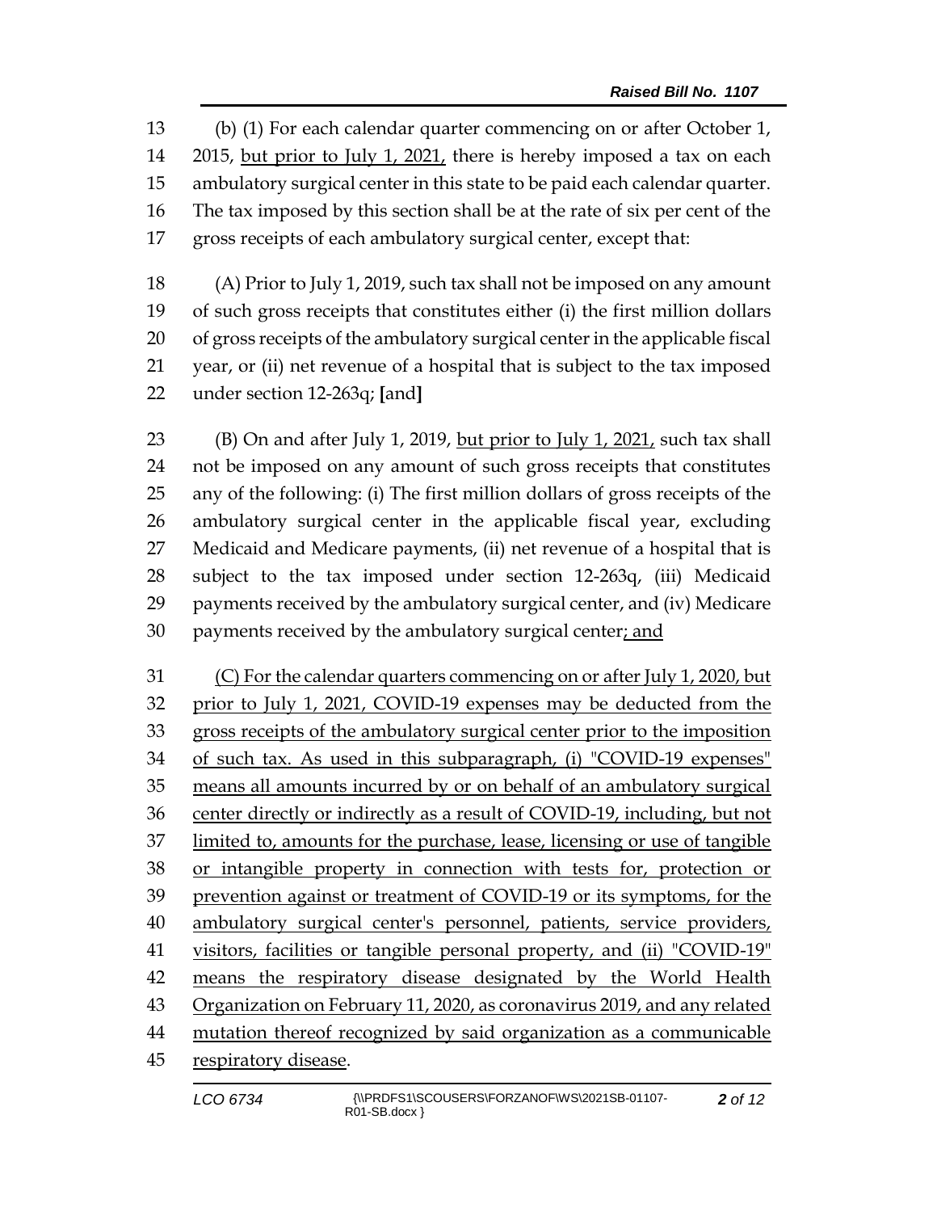(b) (1) For each calendar quarter commencing on or after October 1, 2015, <u>but prior to July 1, 2021,</u> there is hereby imposed a tax on each ambulatory surgical center in this state to be paid each calendar quarter. The tax imposed by this section shall be at the rate of six per cent of the gross receipts of each ambulatory surgical center, except that:

(A) Prior to July 1, 2019, such tax shall not be imposed on any amount of such gross receipts that constitutes either (i) the first million dollars of gross receipts of the ambulatory surgical center in the applicable fiscal year, or (ii) net revenue of a hospital that is subject to the tax imposed under section 12-263q; **[**and**]**

(B) On and after July 1, 2019, <u>but prior to July 1, 2021,</u> such tax shall not be imposed on any amount of such gross receipts that constitutes any of the following: (i) The first million dollars of gross receipts of the ambulatory surgical center in the applicable fiscal year, excluding Medicaid and Medicare payments, (ii) net revenue of a hospital that is subject to the tax imposed under section 12-263q, (iii) Medicaid payments received by the ambulatory surgical center, and (iv) Medicare payments received by the ambulatory surgical center<u>; and</u>

<u>(C) For the calendar quarters commencing on or after July 1, 2020, but prior to July 1, 2021, COVID-19 expenses may be deducted from the gross receipts of the ambulatory surgical center prior to the imposition of such tax. As used in this subparagraph, (i) "COVID-19 expenses" means all amounts incurred by or on behalf of an ambulatory surgical center directly or indirectly as a result of COVID-19, including, but not limited to, amounts for the purchase, lease, licensing or use of tangible or intangible property in connection with tests for, protection or prevention against or treatment of COVID-19 or its symptoms, for the ambulatory surgical center's personnel, patients, service providers, visitors, facilities or tangible personal property, and (ii) "COVID-19" means the respiratory disease designated by the World Health Organization on February 11, 2020, as coronavirus 2019, and any related mutation thereof recognized by said organization as a communicable respiratory disease</u>.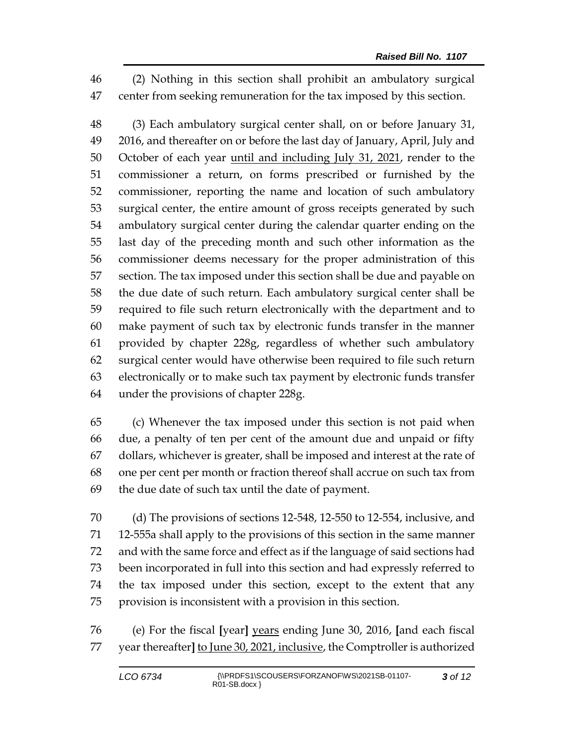(2) Nothing in this section shall prohibit an ambulatory surgical center from seeking remuneration for the tax imposed by this section.

(3) Each ambulatory surgical center shall, on or before January 31, 2016, and thereafter on or before the last day of January, April, July and October of each year <u>until and including July 31, 2021</u>, render to the commissioner a return, on forms prescribed or furnished by the commissioner, reporting the name and location of such ambulatory surgical center, the entire amount of gross receipts generated by such ambulatory surgical center during the calendar quarter ending on the last day of the preceding month and such other information as the commissioner deems necessary for the proper administration of this section. The tax imposed under this section shall be due and payable on the due date of such return. Each ambulatory surgical center shall be required to file such return electronically with the department and to make payment of such tax by electronic funds transfer in the manner provided by chapter 228g, regardless of whether such ambulatory surgical center would have otherwise been required to file such return electronically or to make such tax payment by electronic funds transfer under the provisions of chapter 228g.

(c) Whenever the tax imposed under this section is not paid when due, a penalty of ten per cent of the amount due and unpaid or fifty dollars, whichever is greater, shall be imposed and interest at the rate of one per cent per month or fraction thereof shall accrue on such tax from the due date of such tax until the date of payment.

(d) The provisions of sections 12-548, 12-550 to 12-554, inclusive, and 12-555a shall apply to the provisions of this section in the same manner and with the same force and effect as if the language of said sections had been incorporated in full into this section and had expressly referred to the tax imposed under this section, except to the extent that any provision is inconsistent with a provision in this section.

(e) For the fiscal **[**year**]** <u>years</u> ending June 30, 2016, **[**and each fiscal year thereafter**]** <u>to June 30, 2021, inclusive</u>, the Comptroller is authorized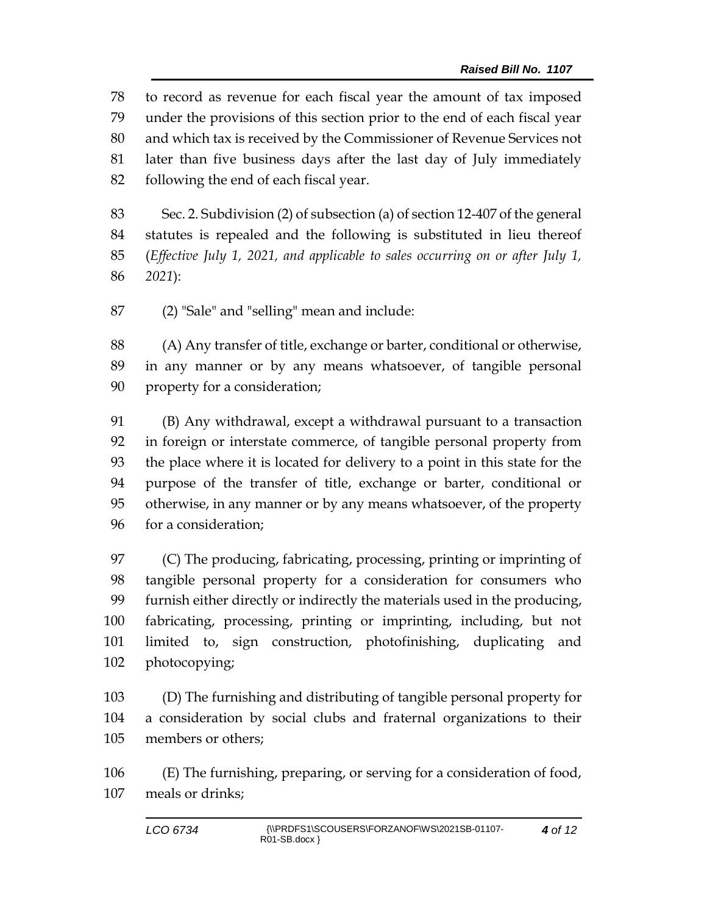to record as revenue for each fiscal year the amount of tax imposed under the provisions of this section prior to the end of each fiscal year and which tax is received by the Commissioner of Revenue Services not later than five business days after the last day of July immediately following the end of each fiscal year.

Sec. 2. Subdivision (2) of subsection (a) of section 12-407 of the general statutes is repealed and the following is substituted in lieu thereof (*Effective July 1, 2021, and applicable to sales occurring on or after July 1, 2021*):

(2) "Sale" and "selling" mean and include:

(A) Any transfer of title, exchange or barter, conditional or otherwise, in any manner or by any means whatsoever, of tangible personal property for a consideration;

(B) Any withdrawal, except a withdrawal pursuant to a transaction in foreign or interstate commerce, of tangible personal property from the place where it is located for delivery to a point in this state for the purpose of the transfer of title, exchange or barter, conditional or otherwise, in any manner or by any means whatsoever, of the property for a consideration;

(C) The producing, fabricating, processing, printing or imprinting of tangible personal property for a consideration for consumers who furnish either directly or indirectly the materials used in the producing, fabricating, processing, printing or imprinting, including, but not limited to, sign construction, photofinishing, duplicating and photocopying;

(D) The furnishing and distributing of tangible personal property for a consideration by social clubs and fraternal organizations to their members or others;

(E) The furnishing, preparing, or serving for a consideration of food, meals or drinks;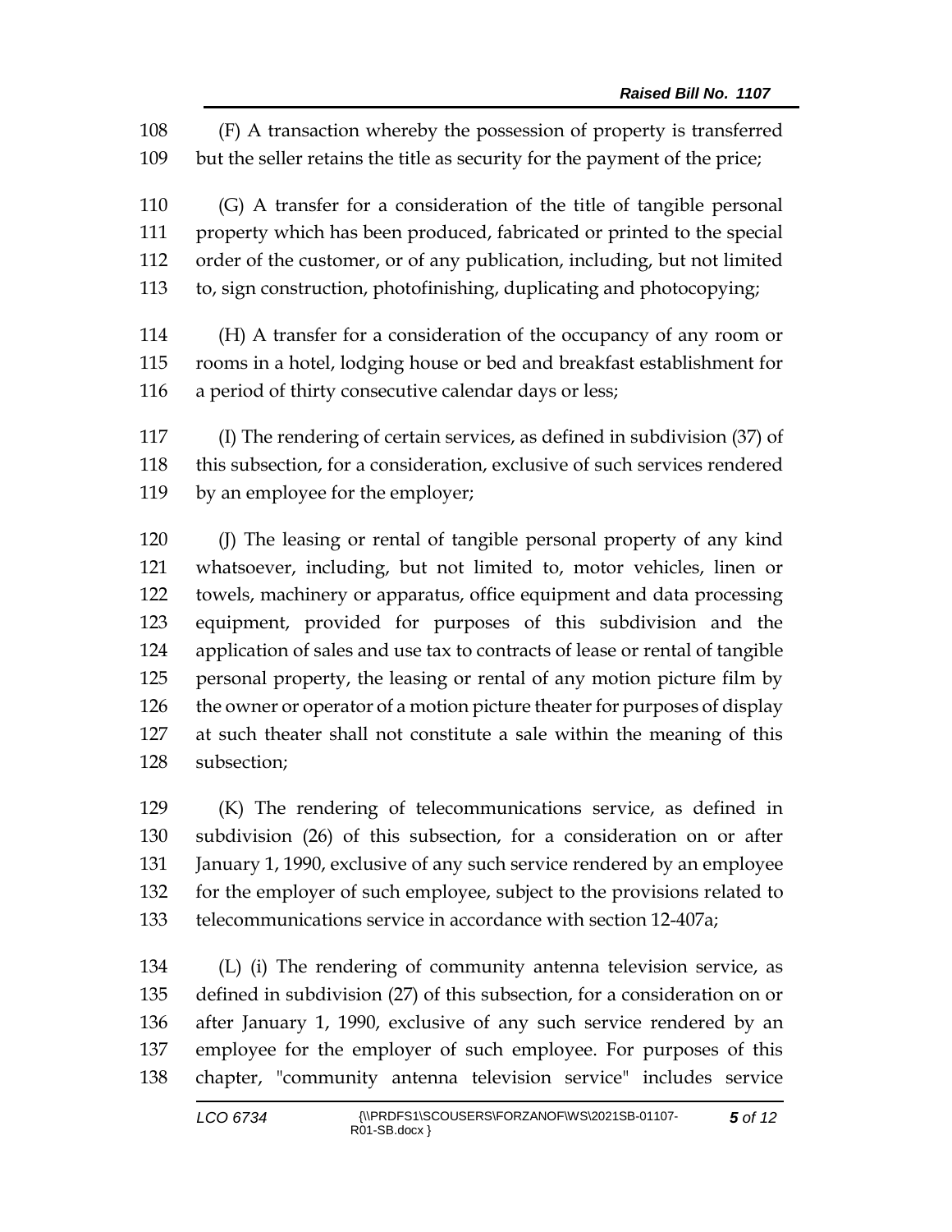(F) A transaction whereby the possession of property is transferred but the seller retains the title as security for the payment of the price;

(G) A transfer for a consideration of the title of tangible personal property which has been produced, fabricated or printed to the special order of the customer, or of any publication, including, but not limited to, sign construction, photofinishing, duplicating and photocopying;

(H) A transfer for a consideration of the occupancy of any room or rooms in a hotel, lodging house or bed and breakfast establishment for a period of thirty consecutive calendar days or less;

(I) The rendering of certain services, as defined in subdivision (37) of this subsection, for a consideration, exclusive of such services rendered by an employee for the employer;

(J) The leasing or rental of tangible personal property of any kind whatsoever, including, but not limited to, motor vehicles, linen or towels, machinery or apparatus, office equipment and data processing equipment, provided for purposes of this subdivision and the application of sales and use tax to contracts of lease or rental of tangible personal property, the leasing or rental of any motion picture film by the owner or operator of a motion picture theater for purposes of display at such theater shall not constitute a sale within the meaning of this subsection;

(K) The rendering of telecommunications service, as defined in subdivision (26) of this subsection, for a consideration on or after January 1, 1990, exclusive of any such service rendered by an employee for the employer of such employee, subject to the provisions related to telecommunications service in accordance with section 12-407a;

(L) (i) The rendering of community antenna television service, as defined in subdivision (27) of this subsection, for a consideration on or after January 1, 1990, exclusive of any such service rendered by an employee for the employer of such employee. For purposes of this chapter, "community antenna television service" includes service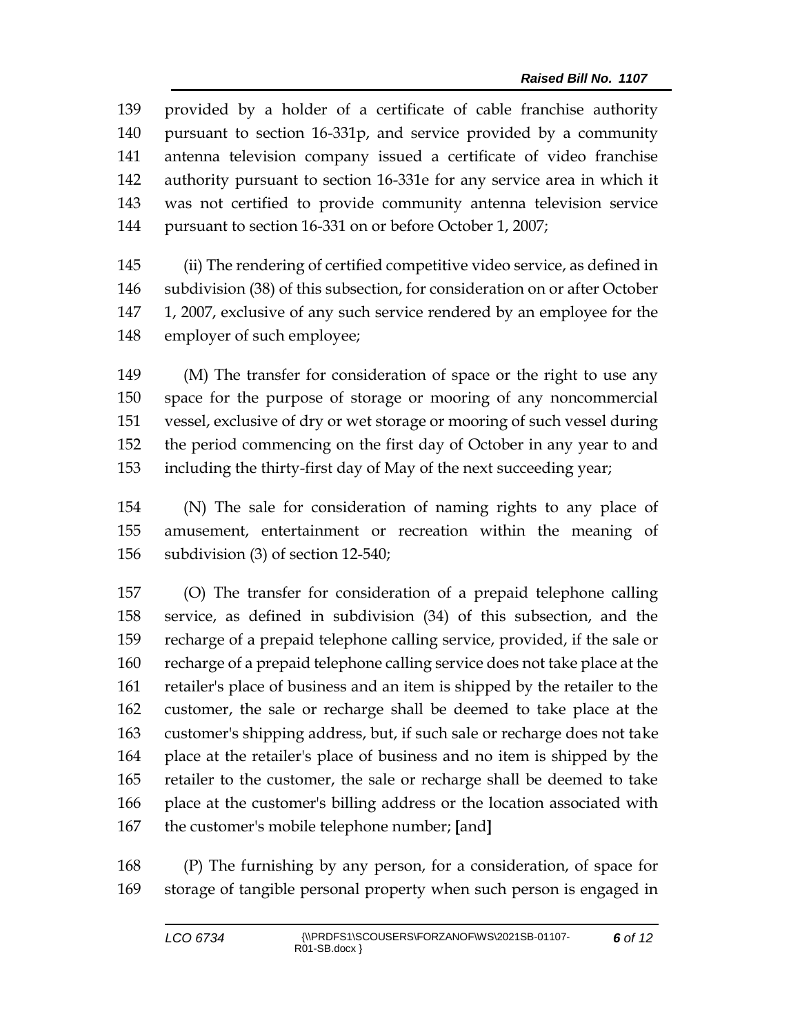provided by a holder of a certificate of cable franchise authority pursuant to section 16-331p, and service provided by a community antenna television company issued a certificate of video franchise authority pursuant to section 16-331e for any service area in which it was not certified to provide community antenna television service pursuant to section 16-331 on or before October 1, 2007;

(ii) The rendering of certified competitive video service, as defined in subdivision (38) of this subsection, for consideration on or after October 1, 2007, exclusive of any such service rendered by an employee for the employer of such employee;

(M) The transfer for consideration of space or the right to use any space for the purpose of storage or mooring of any noncommercial vessel, exclusive of dry or wet storage or mooring of such vessel during the period commencing on the first day of October in any year to and including the thirty-first day of May of the next succeeding year;

(N) The sale for consideration of naming rights to any place of amusement, entertainment or recreation within the meaning of subdivision (3) of section 12-540;

(O) The transfer for consideration of a prepaid telephone calling service, as defined in subdivision (34) of this subsection, and the recharge of a prepaid telephone calling service, provided, if the sale or recharge of a prepaid telephone calling service does not take place at the retailer's place of business and an item is shipped by the retailer to the customer, the sale or recharge shall be deemed to take place at the customer's shipping address, but, if such sale or recharge does not take place at the retailer's place of business and no item is shipped by the retailer to the customer, the sale or recharge shall be deemed to take place at the customer's billing address or the location associated with the customer's mobile telephone number; **[**and**]**

(P) The furnishing by any person, for a consideration, of space for storage of tangible personal property when such person is engaged in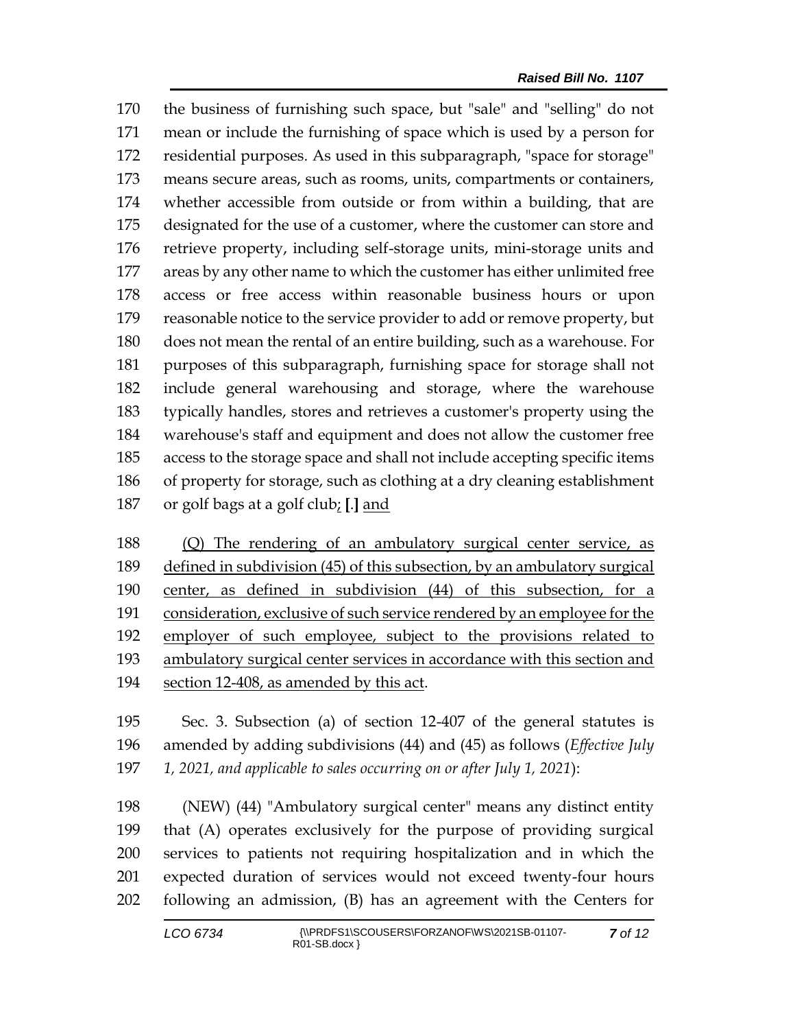170 the business of furnishing such space, but "sale" and "selling" do not
171 mean or include the furnishing of space which is used by a person for
172 residential purposes. As used in this subparagraph, "space for storage"
173 means secure areas, such as rooms, units, compartments or containers,
174 whether accessible from outside or from within a building, that are
175 designated for the use of a customer, where the customer can store and
176 retrieve property, including self-storage units, mini-storage units and
177 areas by any other name to which the customer has either unlimited free
178 access or free access within reasonable business hours or upon
179 reasonable notice to the service provider to add or remove property, but
180 does not mean the rental of an entire building, such as a warehouse. For
181 purposes of this subparagraph, furnishing space for storage shall not
182 include general warehousing and storage, where the warehouse
183 typically handles, stores and retrieves a customer's property using the
184 warehouse's staff and equipment and does not allow the customer free
185 access to the storage space and shall not include accepting specific items
186 of property for storage, such as clothing at a dry cleaning establishment
187 or golf bags at a golf club<u>;</u> **[.]** <u>and</u>

188 <u>(Q) The rendering of an ambulatory surgical center service, as</u>
189 <u>defined in subdivision (45) of this subsection, by an ambulatory surgical</u>
190 <u>center, as defined in subdivision (44) of this subsection, for a</u>
191 <u>consideration, exclusive of such service rendered by an employee for the</u>
192 <u>employer of such employee, subject to the provisions related to</u>
193 <u>ambulatory surgical center services in accordance with this section and</u>
194 <u>section 12-408, as amended by this act</u>.

195 Sec. 3. Subsection (a) of section 12-407 of the general statutes is
196 amended by adding subdivisions (44) and (45) as follows (*Effective July*
197 *1, 2021, and applicable to sales occurring on or after July 1, 2021*):

198 (NEW) (44) "Ambulatory surgical center" means any distinct entity
199 that (A) operates exclusively for the purpose of providing surgical
200 services to patients not requiring hospitalization and in which the
201 expected duration of services would not exceed twenty-four hours
202 following an admission, (B) has an agreement with the Centers for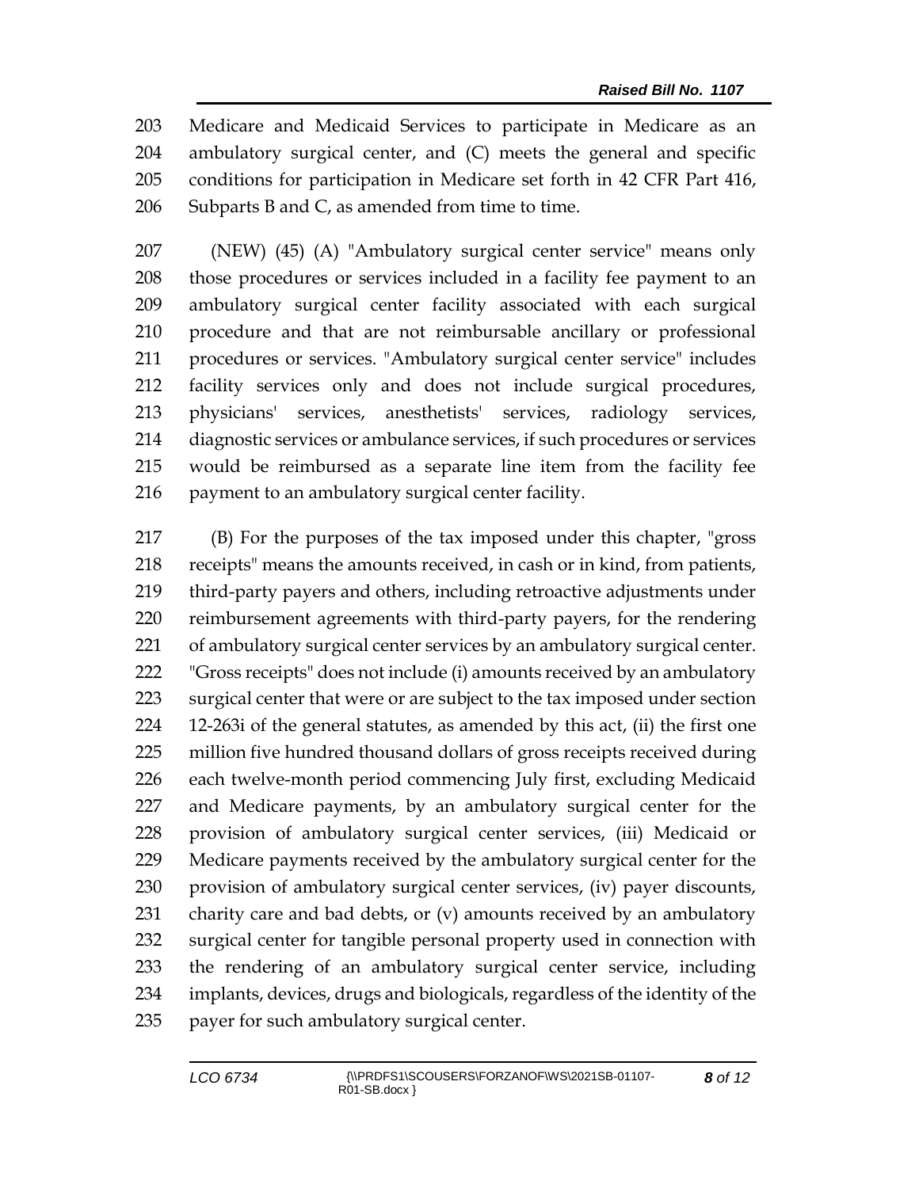Medicare and Medicaid Services to participate in Medicare as an ambulatory surgical center, and (C) meets the general and specific conditions for participation in Medicare set forth in 42 CFR Part 416, Subparts B and C, as amended from time to time.

(NEW) (45) (A) "Ambulatory surgical center service" means only those procedures or services included in a facility fee payment to an ambulatory surgical center facility associated with each surgical procedure and that are not reimbursable ancillary or professional procedures or services. "Ambulatory surgical center service" includes facility services only and does not include surgical procedures, physicians' services, anesthetists' services, radiology services, diagnostic services or ambulance services, if such procedures or services would be reimbursed as a separate line item from the facility fee payment to an ambulatory surgical center facility.

(B) For the purposes of the tax imposed under this chapter, "gross receipts" means the amounts received, in cash or in kind, from patients, third-party payers and others, including retroactive adjustments under reimbursement agreements with third-party payers, for the rendering of ambulatory surgical center services by an ambulatory surgical center. "Gross receipts" does not include (i) amounts received by an ambulatory surgical center that were or are subject to the tax imposed under section 12-263i of the general statutes, as amended by this act, (ii) the first one million five hundred thousand dollars of gross receipts received during each twelve-month period commencing July first, excluding Medicaid and Medicare payments, by an ambulatory surgical center for the provision of ambulatory surgical center services, (iii) Medicaid or Medicare payments received by the ambulatory surgical center for the provision of ambulatory surgical center services, (iv) payer discounts, charity care and bad debts, or (v) amounts received by an ambulatory surgical center for tangible personal property used in connection with the rendering of an ambulatory surgical center service, including implants, devices, drugs and biologicals, regardless of the identity of the payer for such ambulatory surgical center.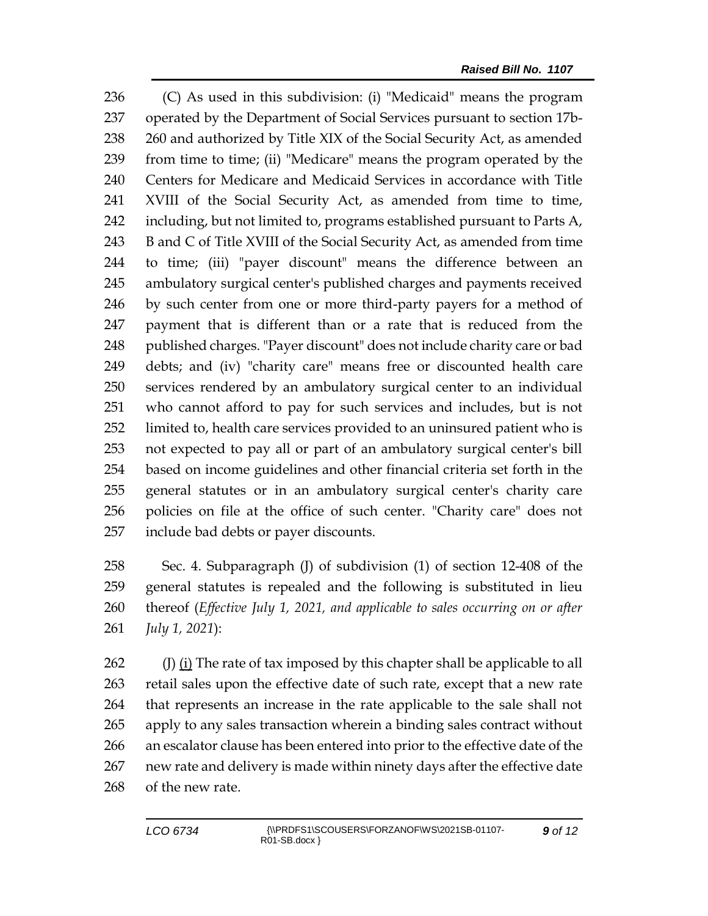(C) As used in this subdivision: (i) "Medicaid" means the program operated by the Department of Social Services pursuant to section 17b-260 and authorized by Title XIX of the Social Security Act, as amended from time to time; (ii) "Medicare" means the program operated by the Centers for Medicare and Medicaid Services in accordance with Title XVIII of the Social Security Act, as amended from time to time, including, but not limited to, programs established pursuant to Parts A, B and C of Title XVIII of the Social Security Act, as amended from time to time; (iii) "payer discount" means the difference between an ambulatory surgical center's published charges and payments received by such center from one or more third-party payers for a method of payment that is different than or a rate that is reduced from the published charges. "Payer discount" does not include charity care or bad debts; and (iv) "charity care" means free or discounted health care services rendered by an ambulatory surgical center to an individual who cannot afford to pay for such services and includes, but is not limited to, health care services provided to an uninsured patient who is not expected to pay all or part of an ambulatory surgical center's bill based on income guidelines and other financial criteria set forth in the general statutes or in an ambulatory surgical center's charity care policies on file at the office of such center. "Charity care" does not include bad debts or payer discounts.

Sec. 4. Subparagraph (J) of subdivision (1) of section 12-408 of the general statutes is repealed and the following is substituted in lieu thereof (*Effective July 1, 2021, and applicable to sales occurring on or after July 1, 2021*):

(J) (i) The rate of tax imposed by this chapter shall be applicable to all retail sales upon the effective date of such rate, except that a new rate that represents an increase in the rate applicable to the sale shall not apply to any sales transaction wherein a binding sales contract without an escalator clause has been entered into prior to the effective date of the new rate and delivery is made within ninety days after the effective date of the new rate.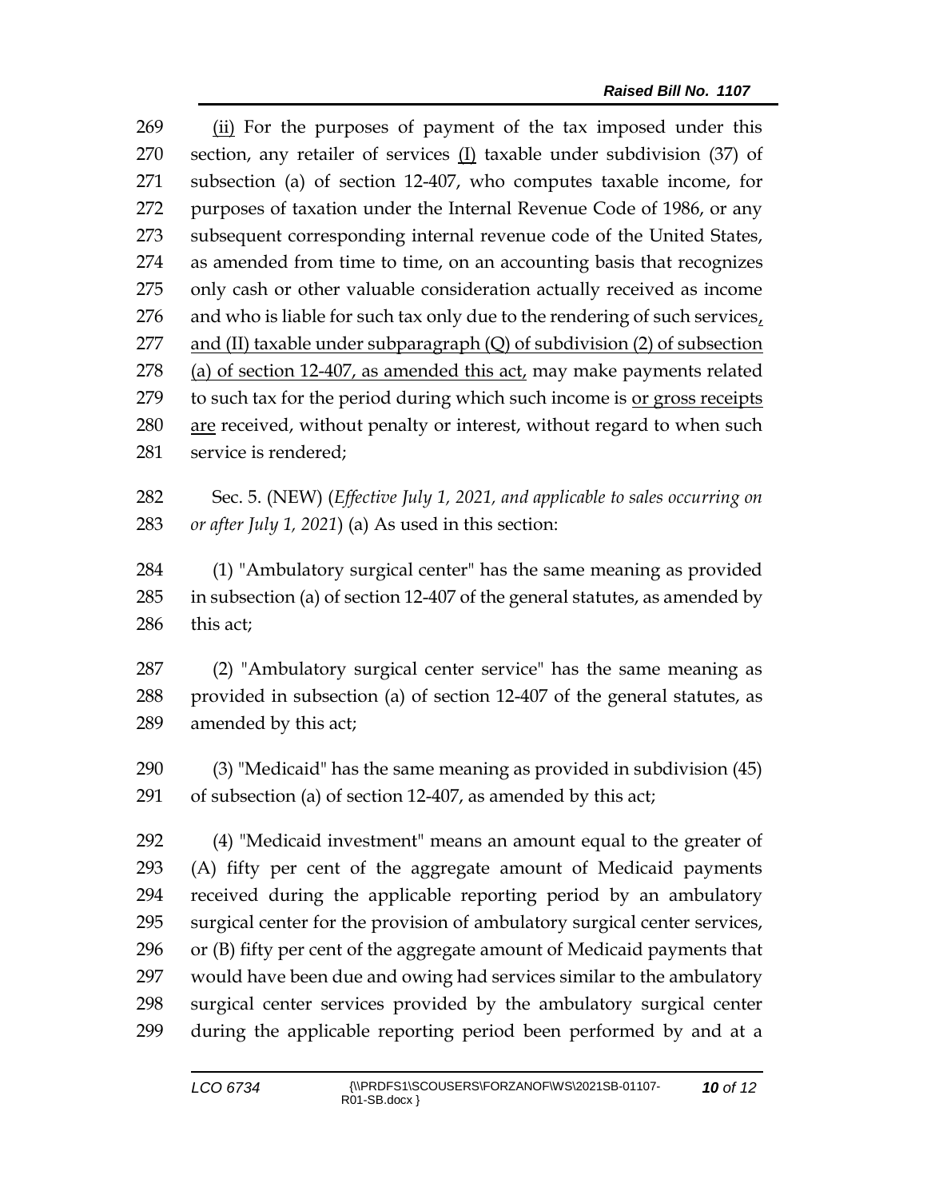(ii) For the purposes of payment of the tax imposed under this section, any retailer of services (I) taxable under subdivision (37) of subsection (a) of section 12-407, who computes taxable income, for purposes of taxation under the Internal Revenue Code of 1986, or any subsequent corresponding internal revenue code of the United States, as amended from time to time, on an accounting basis that recognizes only cash or other valuable consideration actually received as income and who is liable for such tax only due to the rendering of such services, and (II) taxable under subparagraph (Q) of subdivision (2) of subsection (a) of section 12-407, as amended this act, may make payments related to such tax for the period during which such income is or gross receipts are received, without penalty or interest, without regard to when such service is rendered;

Sec. 5. (NEW) (*Effective July 1, 2021, and applicable to sales occurring on or after July 1, 2021*) (a) As used in this section:

(1) "Ambulatory surgical center" has the same meaning as provided in subsection (a) of section 12-407 of the general statutes, as amended by this act;

(2) "Ambulatory surgical center service" has the same meaning as provided in subsection (a) of section 12-407 of the general statutes, as amended by this act;

(3) "Medicaid" has the same meaning as provided in subdivision (45) of subsection (a) of section 12-407, as amended by this act;

(4) "Medicaid investment" means an amount equal to the greater of (A) fifty per cent of the aggregate amount of Medicaid payments received during the applicable reporting period by an ambulatory surgical center for the provision of ambulatory surgical center services, or (B) fifty per cent of the aggregate amount of Medicaid payments that would have been due and owing had services similar to the ambulatory surgical center services provided by the ambulatory surgical center during the applicable reporting period been performed by and at a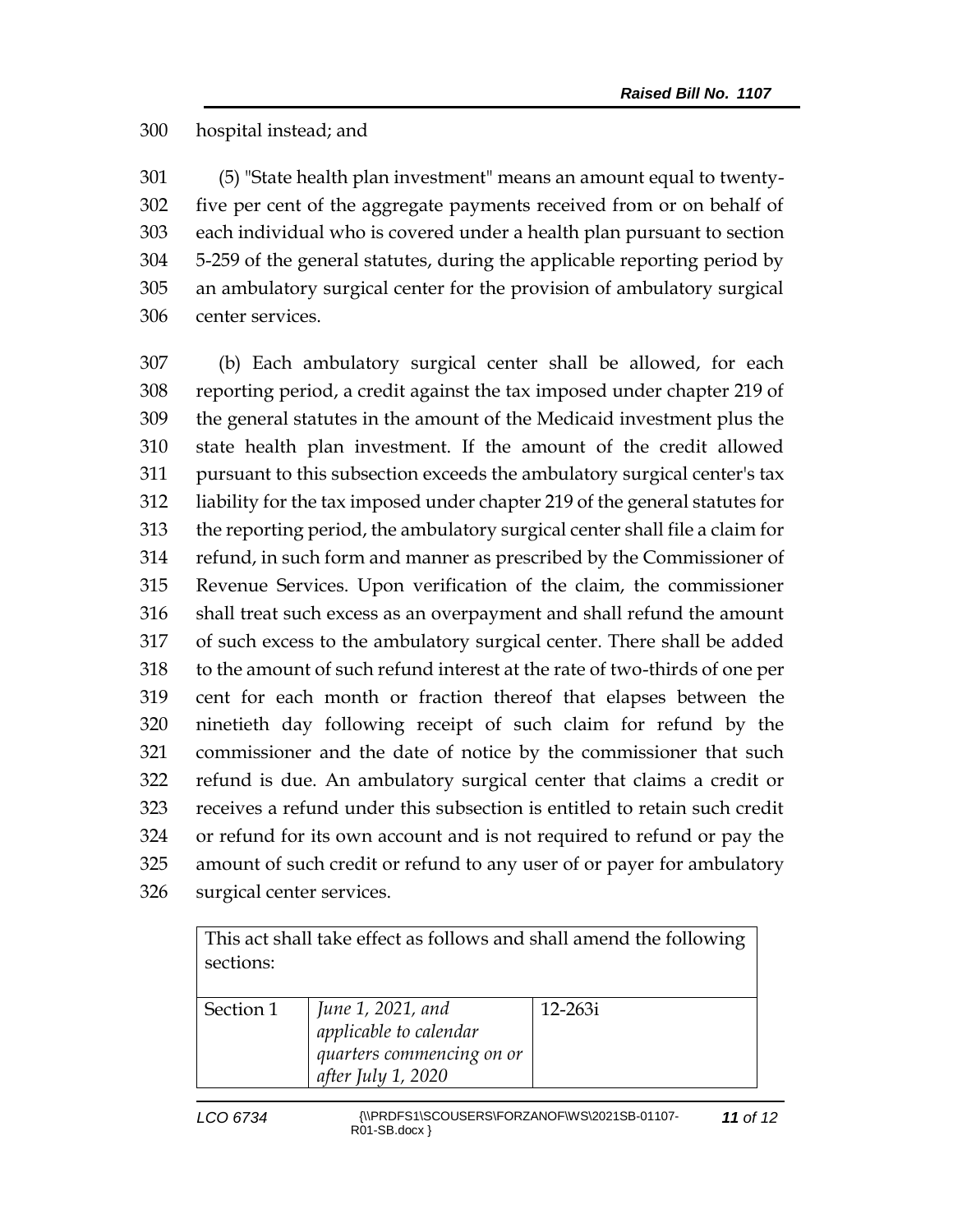hospital instead; and

(5) "State health plan investment" means an amount equal to twenty-five per cent of the aggregate payments received from or on behalf of each individual who is covered under a health plan pursuant to section 5-259 of the general statutes, during the applicable reporting period by an ambulatory surgical center for the provision of ambulatory surgical center services.

(b) Each ambulatory surgical center shall be allowed, for each reporting period, a credit against the tax imposed under chapter 219 of the general statutes in the amount of the Medicaid investment plus the state health plan investment. If the amount of the credit allowed pursuant to this subsection exceeds the ambulatory surgical center's tax liability for the tax imposed under chapter 219 of the general statutes for the reporting period, the ambulatory surgical center shall file a claim for refund, in such form and manner as prescribed by the Commissioner of Revenue Services. Upon verification of the claim, the commissioner shall treat such excess as an overpayment and shall refund the amount of such excess to the ambulatory surgical center. There shall be added to the amount of such refund interest at the rate of two-thirds of one per cent for each month or fraction thereof that elapses between the ninetieth day following receipt of such claim for refund by the commissioner and the date of notice by the commissioner that such refund is due. An ambulatory surgical center that claims a credit or receives a refund under this subsection is entitled to retain such credit or refund for its own account and is not required to refund or pay the amount of such credit or refund to any user of or payer for ambulatory surgical center services.

| This act shall take effect as follows and shall amend the following sections: | | |
|---|---|---|
| Section 1 | *June 1, 2021, and applicable to calendar quarters commencing on or after July 1, 2020* | 12-263i |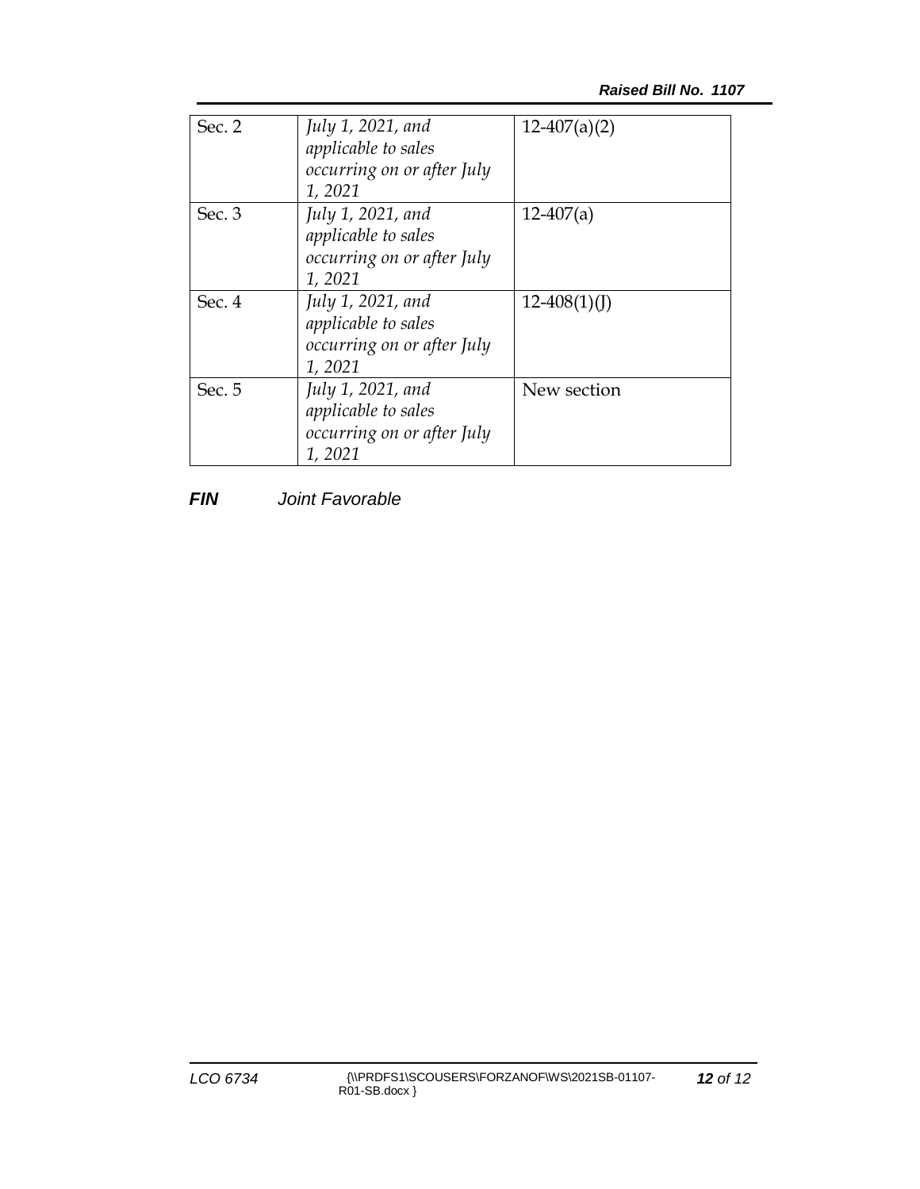| | | |
|---|---|---|
| Sec. 2 | *July 1, 2021, and applicable to sales occurring on or after July 1, 2021* | 12-407(a)(2) |
| Sec. 3 | *July 1, 2021, and applicable to sales occurring on or after July 1, 2021* | 12-407(a) |
| Sec. 4 | *July 1, 2021, and applicable to sales occurring on or after July 1, 2021* | 12-408(1)(J) |
| Sec. 5 | *July 1, 2021, and applicable to sales occurring on or after July 1, 2021* | New section |

***FIN*** *Joint Favorable*